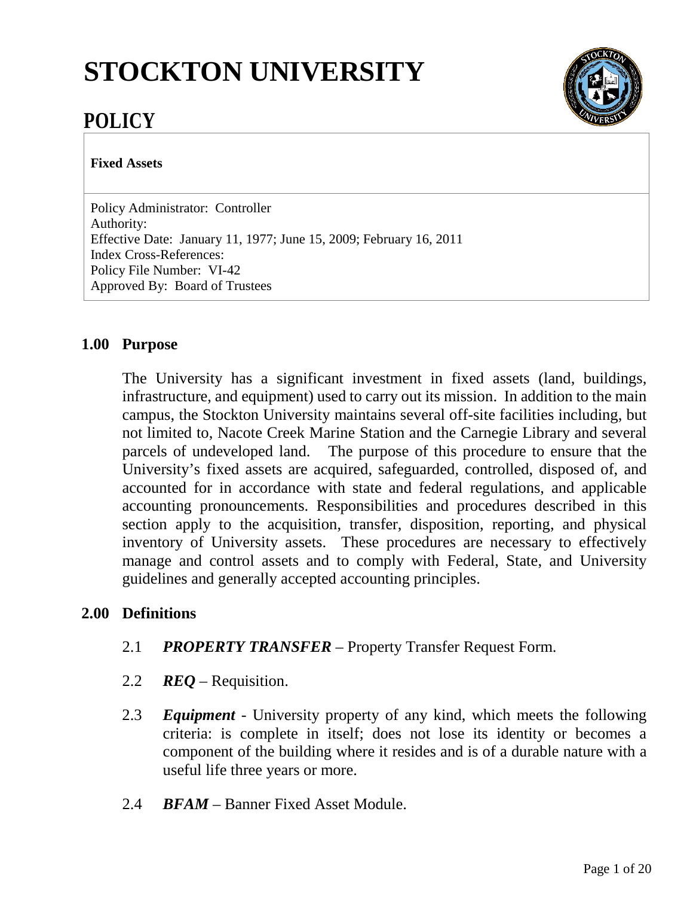# STOCKTON UNIVERSITY

## POLICY

**Fixed Assets**

Policy Administrator: Controller
Authority:
Effective Date: January 11, 1977; June 15, 2009; February 16, 2011
Index Cross-References:
Policy File Number: VI-42
Approved By: Board of Trustees

### 1.00 Purpose

The University has a significant investment in fixed assets (land, buildings, infrastructure, and equipment) used to carry out its mission. In addition to the main campus, the Stockton University maintains several off-site facilities including, but not limited to, Nacote Creek Marine Station and the Carnegie Library and several parcels of undeveloped land. The purpose of this procedure to ensure that the University's fixed assets are acquired, safeguarded, controlled, disposed of, and accounted for in accordance with state and federal regulations, and applicable accounting pronouncements. Responsibilities and procedures described in this section apply to the acquisition, transfer, disposition, reporting, and physical inventory of University assets. These procedures are necessary to effectively manage and control assets and to comply with Federal, State, and University guidelines and generally accepted accounting principles.

### 2.00 Definitions

2.1 ***PROPERTY TRANSFER*** – Property Transfer Request Form.

2.2 ***REQ*** – Requisition.

2.3 ***Equipment*** - University property of any kind, which meets the following criteria: is complete in itself; does not lose its identity or becomes a component of the building where it resides and is of a durable nature with a useful life three years or more.

2.4 ***BFAM*** – Banner Fixed Asset Module.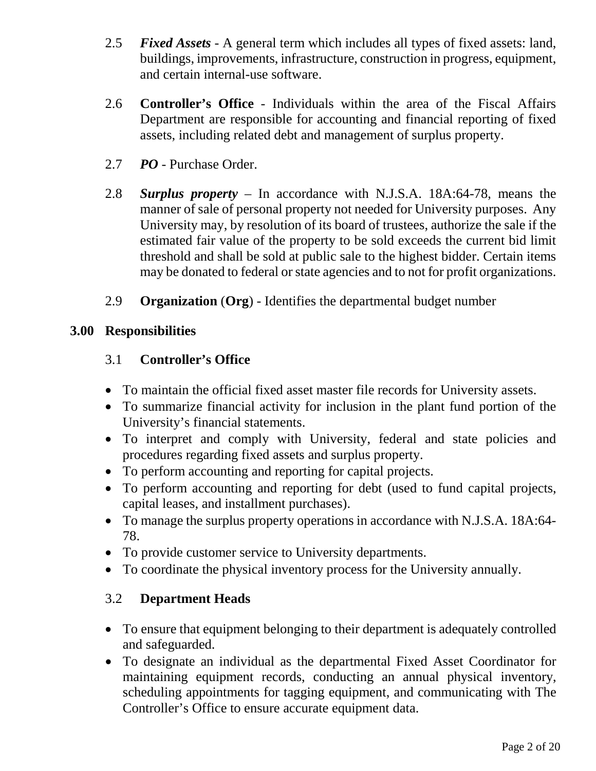2.5 ***Fixed Assets*** - A general term which includes all types of fixed assets: land, buildings, improvements, infrastructure, construction in progress, equipment, and certain internal-use software.

2.6 **Controller's Office** - Individuals within the area of the Fiscal Affairs Department are responsible for accounting and financial reporting of fixed assets, including related debt and management of surplus property.

2.7 ***PO*** - Purchase Order.

2.8 ***Surplus property*** – In accordance with N.J.S.A. 18A:64-78, means the manner of sale of personal property not needed for University purposes. Any University may, by resolution of its board of trustees, authorize the sale if the estimated fair value of the property to be sold exceeds the current bid limit threshold and shall be sold at public sale to the highest bidder. Certain items may be donated to federal or state agencies and to not for profit organizations.

2.9 **Organization** (**Org**) - Identifies the departmental budget number

## 3.00 Responsibilities

### 3.1 Controller's Office

- To maintain the official fixed asset master file records for University assets.
- To summarize financial activity for inclusion in the plant fund portion of the University's financial statements.
- To interpret and comply with University, federal and state policies and procedures regarding fixed assets and surplus property.
- To perform accounting and reporting for capital projects.
- To perform accounting and reporting for debt (used to fund capital projects, capital leases, and installment purchases).
- To manage the surplus property operations in accordance with N.J.S.A. 18A:64-78.
- To provide customer service to University departments.
- To coordinate the physical inventory process for the University annually.

### 3.2 Department Heads

- To ensure that equipment belonging to their department is adequately controlled and safeguarded.
- To designate an individual as the departmental Fixed Asset Coordinator for maintaining equipment records, conducting an annual physical inventory, scheduling appointments for tagging equipment, and communicating with The Controller's Office to ensure accurate equipment data.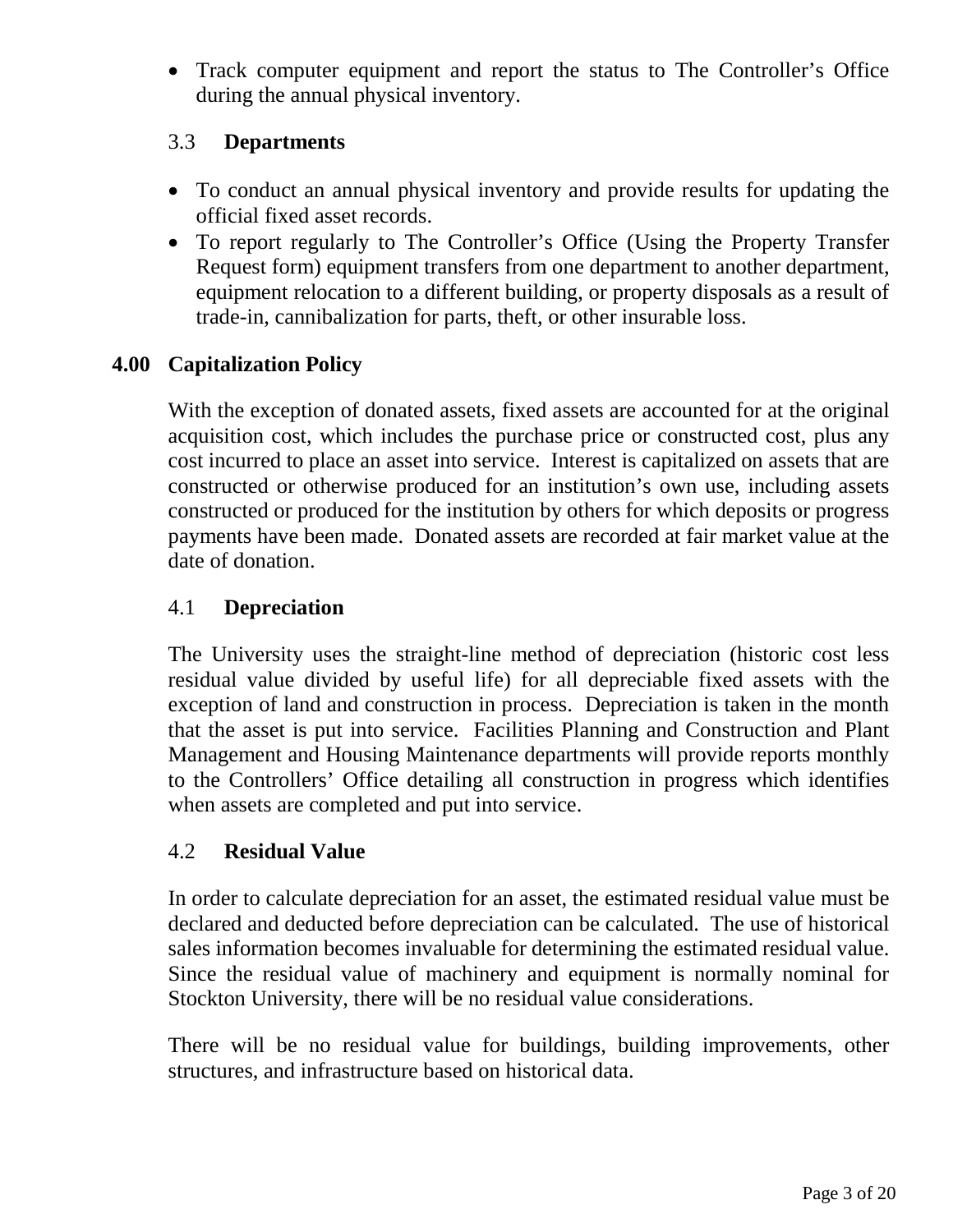- Track computer equipment and report the status to The Controller's Office during the annual physical inventory.

### 3.3 Departments

- To conduct an annual physical inventory and provide results for updating the official fixed asset records.
- To report regularly to The Controller's Office (Using the Property Transfer Request form) equipment transfers from one department to another department, equipment relocation to a different building, or property disposals as a result of trade-in, cannibalization for parts, theft, or other insurable loss.

## 4.00 Capitalization Policy

With the exception of donated assets, fixed assets are accounted for at the original acquisition cost, which includes the purchase price or constructed cost, plus any cost incurred to place an asset into service. Interest is capitalized on assets that are constructed or otherwise produced for an institution's own use, including assets constructed or produced for the institution by others for which deposits or progress payments have been made. Donated assets are recorded at fair market value at the date of donation.

### 4.1 Depreciation

The University uses the straight-line method of depreciation (historic cost less residual value divided by useful life) for all depreciable fixed assets with the exception of land and construction in process. Depreciation is taken in the month that the asset is put into service. Facilities Planning and Construction and Plant Management and Housing Maintenance departments will provide reports monthly to the Controllers' Office detailing all construction in progress which identifies when assets are completed and put into service.

### 4.2 Residual Value

In order to calculate depreciation for an asset, the estimated residual value must be declared and deducted before depreciation can be calculated. The use of historical sales information becomes invaluable for determining the estimated residual value. Since the residual value of machinery and equipment is normally nominal for Stockton University, there will be no residual value considerations.

There will be no residual value for buildings, building improvements, other structures, and infrastructure based on historical data.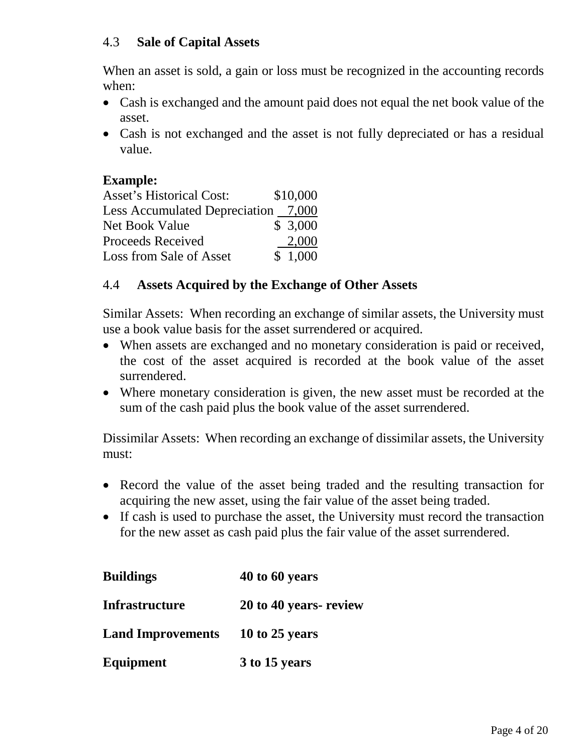## 4.3 Sale of Capital Assets

When an asset is sold, a gain or loss must be recognized in the accounting records when:

- Cash is exchanged and the amount paid does not equal the net book value of the asset.
- Cash is not exchanged and the asset is not fully depreciated or has a residual value.

**Example:**

| | |
|---|---|
| Asset's Historical Cost: | $10,000 |
| Less Accumulated Depreciation | 7,000 |
| Net Book Value | $ 3,000 |
| Proceeds Received | 2,000 |
| Loss from Sale of Asset | $ 1,000 |

## 4.4 Assets Acquired by the Exchange of Other Assets

Similar Assets: When recording an exchange of similar assets, the University must use a book value basis for the asset surrendered or acquired.

- When assets are exchanged and no monetary consideration is paid or received, the cost of the asset acquired is recorded at the book value of the asset surrendered.
- Where monetary consideration is given, the new asset must be recorded at the sum of the cash paid plus the book value of the asset surrendered.

Dissimilar Assets: When recording an exchange of dissimilar assets, the University must:

- Record the value of the asset being traded and the resulting transaction for acquiring the new asset, using the fair value of the asset being traded.
- If cash is used to purchase the asset, the University must record the transaction for the new asset as cash paid plus the fair value of the asset surrendered.

| | |
|---|---|
| **Buildings** | **40 to 60 years** |
| **Infrastructure** | **20 to 40 years- review** |
| **Land Improvements** | **10 to 25 years** |
| **Equipment** | **3 to 15 years** |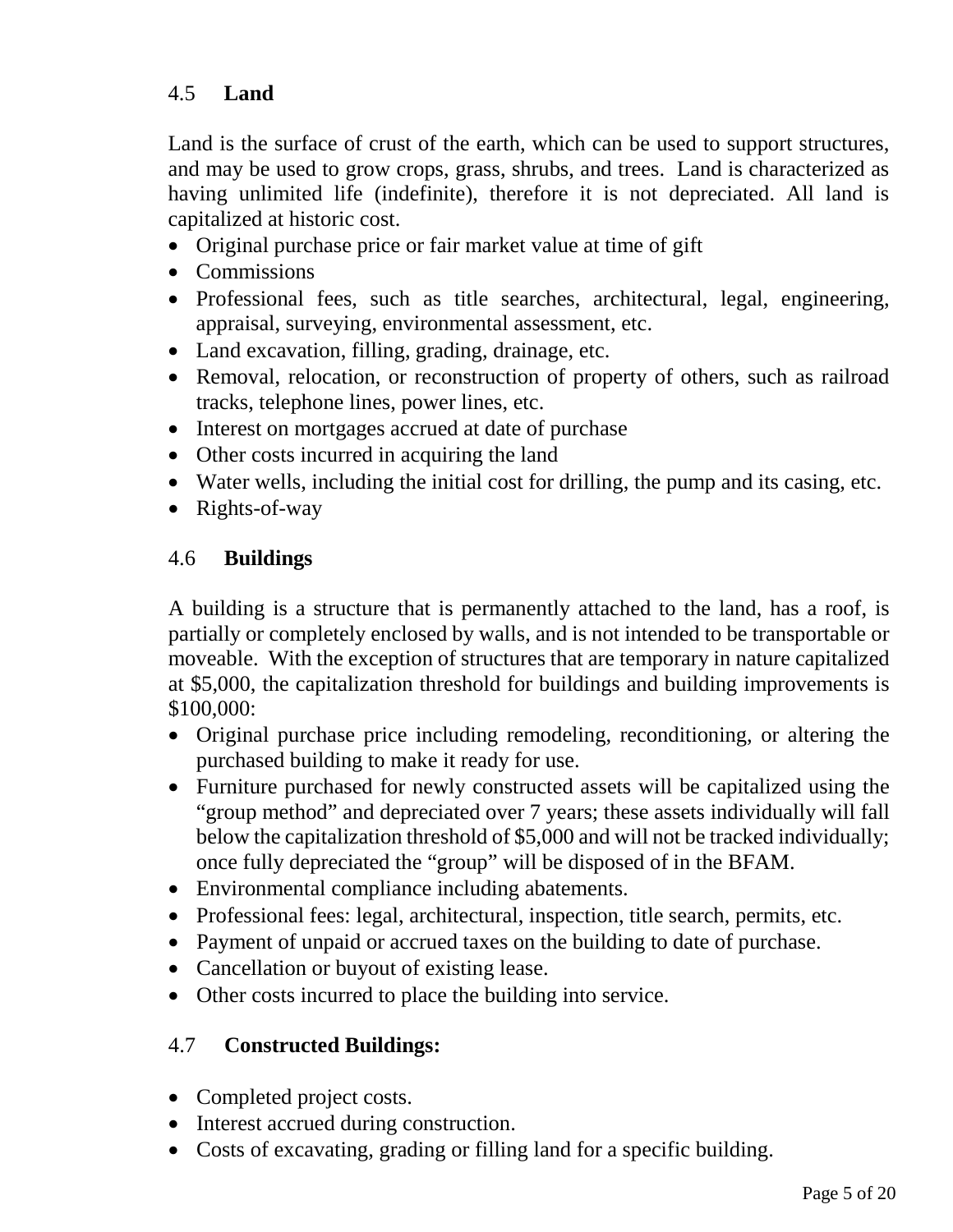## 4.5 **Land**

Land is the surface of crust of the earth, which can be used to support structures, and may be used to grow crops, grass, shrubs, and trees. Land is characterized as having unlimited life (indefinite), therefore it is not depreciated. All land is capitalized at historic cost.

- Original purchase price or fair market value at time of gift
- Commissions
- Professional fees, such as title searches, architectural, legal, engineering, appraisal, surveying, environmental assessment, etc.
- Land excavation, filling, grading, drainage, etc.
- Removal, relocation, or reconstruction of property of others, such as railroad tracks, telephone lines, power lines, etc.
- Interest on mortgages accrued at date of purchase
- Other costs incurred in acquiring the land
- Water wells, including the initial cost for drilling, the pump and its casing, etc.
- Rights-of-way

## 4.6 **Buildings**

A building is a structure that is permanently attached to the land, has a roof, is partially or completely enclosed by walls, and is not intended to be transportable or moveable. With the exception of structures that are temporary in nature capitalized at $5,000, the capitalization threshold for buildings and building improvements is $100,000:

- Original purchase price including remodeling, reconditioning, or altering the purchased building to make it ready for use.
- Furniture purchased for newly constructed assets will be capitalized using the "group method" and depreciated over 7 years; these assets individually will fall below the capitalization threshold of $5,000 and will not be tracked individually; once fully depreciated the "group" will be disposed of in the BFAM.
- Environmental compliance including abatements.
- Professional fees: legal, architectural, inspection, title search, permits, etc.
- Payment of unpaid or accrued taxes on the building to date of purchase.
- Cancellation or buyout of existing lease.
- Other costs incurred to place the building into service.

## 4.7 **Constructed Buildings:**

- Completed project costs.
- Interest accrued during construction.
- Costs of excavating, grading or filling land for a specific building.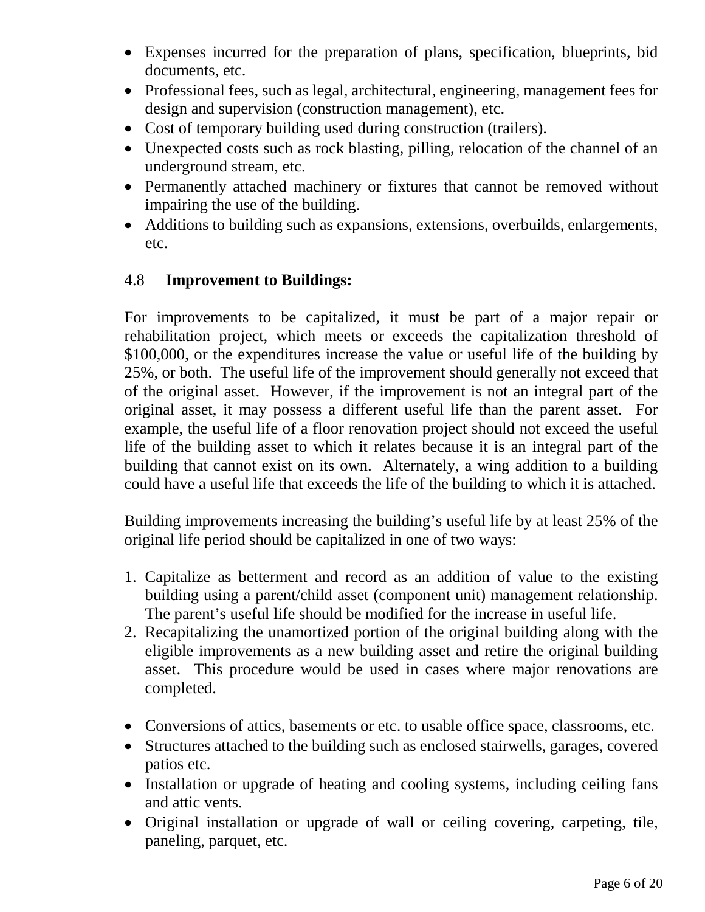- Expenses incurred for the preparation of plans, specification, blueprints, bid documents, etc.
- Professional fees, such as legal, architectural, engineering, management fees for design and supervision (construction management), etc.
- Cost of temporary building used during construction (trailers).
- Unexpected costs such as rock blasting, pilling, relocation of the channel of an underground stream, etc.
- Permanently attached machinery or fixtures that cannot be removed without impairing the use of the building.
- Additions to building such as expansions, extensions, overbuilds, enlargements, etc.

### 4.8 **Improvement to Buildings:**

For improvements to be capitalized, it must be part of a major repair or rehabilitation project, which meets or exceeds the capitalization threshold of \$100,000, or the expenditures increase the value or useful life of the building by 25%, or both. The useful life of the improvement should generally not exceed that of the original asset. However, if the improvement is not an integral part of the original asset, it may possess a different useful life than the parent asset. For example, the useful life of a floor renovation project should not exceed the useful life of the building asset to which it relates because it is an integral part of the building that cannot exist on its own. Alternately, a wing addition to a building could have a useful life that exceeds the life of the building to which it is attached.

Building improvements increasing the building's useful life by at least 25% of the original life period should be capitalized in one of two ways:

1. Capitalize as betterment and record as an addition of value to the existing building using a parent/child asset (component unit) management relationship. The parent's useful life should be modified for the increase in useful life.
2. Recapitalizing the unamortized portion of the original building along with the eligible improvements as a new building asset and retire the original building asset. This procedure would be used in cases where major renovations are completed.

- Conversions of attics, basements or etc. to usable office space, classrooms, etc.
- Structures attached to the building such as enclosed stairwells, garages, covered patios etc.
- Installation or upgrade of heating and cooling systems, including ceiling fans and attic vents.
- Original installation or upgrade of wall or ceiling covering, carpeting, tile, paneling, parquet, etc.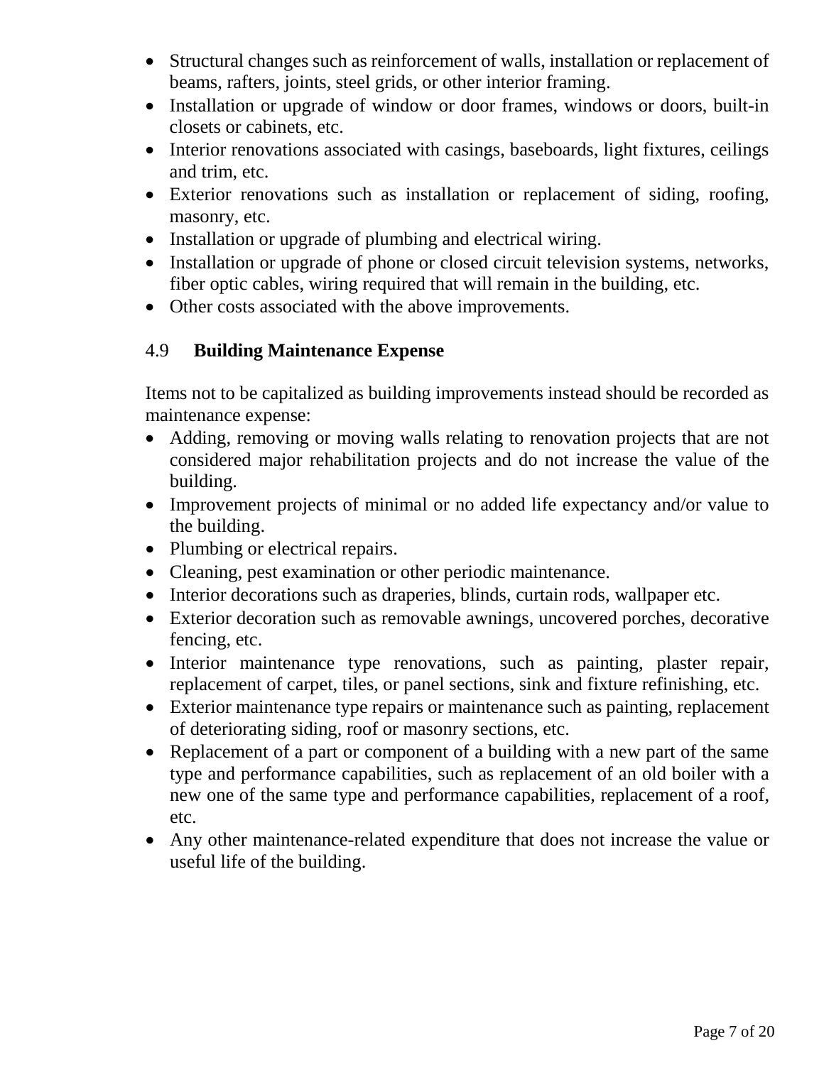- Structural changes such as reinforcement of walls, installation or replacement of beams, rafters, joints, steel grids, or other interior framing.
- Installation or upgrade of window or door frames, windows or doors, built-in closets or cabinets, etc.
- Interior renovations associated with casings, baseboards, light fixtures, ceilings and trim, etc.
- Exterior renovations such as installation or replacement of siding, roofing, masonry, etc.
- Installation or upgrade of plumbing and electrical wiring.
- Installation or upgrade of phone or closed circuit television systems, networks, fiber optic cables, wiring required that will remain in the building, etc.
- Other costs associated with the above improvements.

### 4.9 **Building Maintenance Expense**

Items not to be capitalized as building improvements instead should be recorded as maintenance expense:

- Adding, removing or moving walls relating to renovation projects that are not considered major rehabilitation projects and do not increase the value of the building.
- Improvement projects of minimal or no added life expectancy and/or value to the building.
- Plumbing or electrical repairs.
- Cleaning, pest examination or other periodic maintenance.
- Interior decorations such as draperies, blinds, curtain rods, wallpaper etc.
- Exterior decoration such as removable awnings, uncovered porches, decorative fencing, etc.
- Interior maintenance type renovations, such as painting, plaster repair, replacement of carpet, tiles, or panel sections, sink and fixture refinishing, etc.
- Exterior maintenance type repairs or maintenance such as painting, replacement of deteriorating siding, roof or masonry sections, etc.
- Replacement of a part or component of a building with a new part of the same type and performance capabilities, such as replacement of an old boiler with a new one of the same type and performance capabilities, replacement of a roof, etc.
- Any other maintenance-related expenditure that does not increase the value or useful life of the building.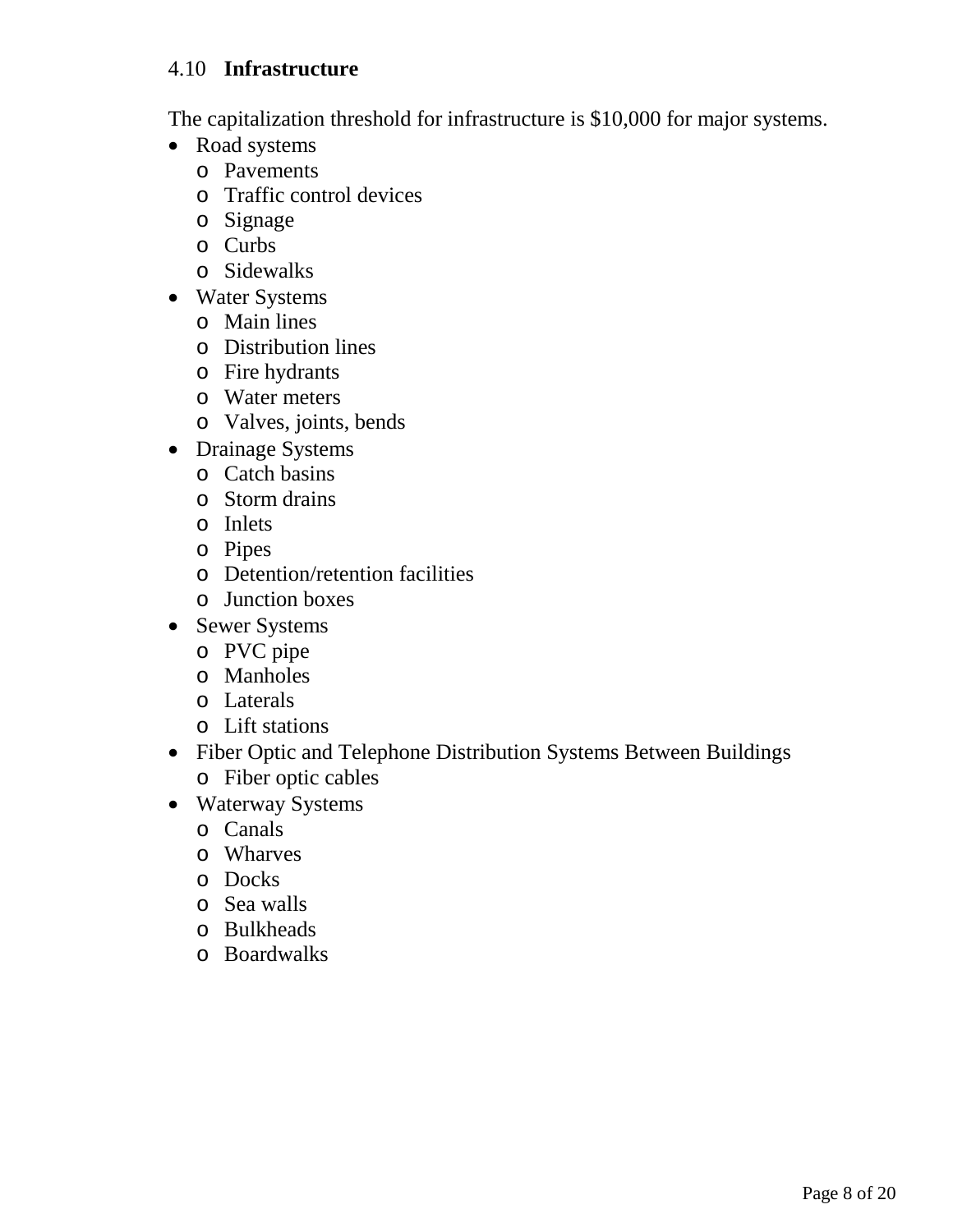## 4.10 **Infrastructure**

The capitalization threshold for infrastructure is $10,000 for major systems.

- Road systems
  - Pavements
  - Traffic control devices
  - Signage
  - Curbs
  - Sidewalks
- Water Systems
  - Main lines
  - Distribution lines
  - Fire hydrants
  - Water meters
  - Valves, joints, bends
- Drainage Systems
  - Catch basins
  - Storm drains
  - Inlets
  - Pipes
  - Detention/retention facilities
  - Junction boxes
- Sewer Systems
  - PVC pipe
  - Manholes
  - Laterals
  - Lift stations
- Fiber Optic and Telephone Distribution Systems Between Buildings
  - Fiber optic cables
- Waterway Systems
  - Canals
  - Wharves
  - Docks
  - Sea walls
  - Bulkheads
  - Boardwalks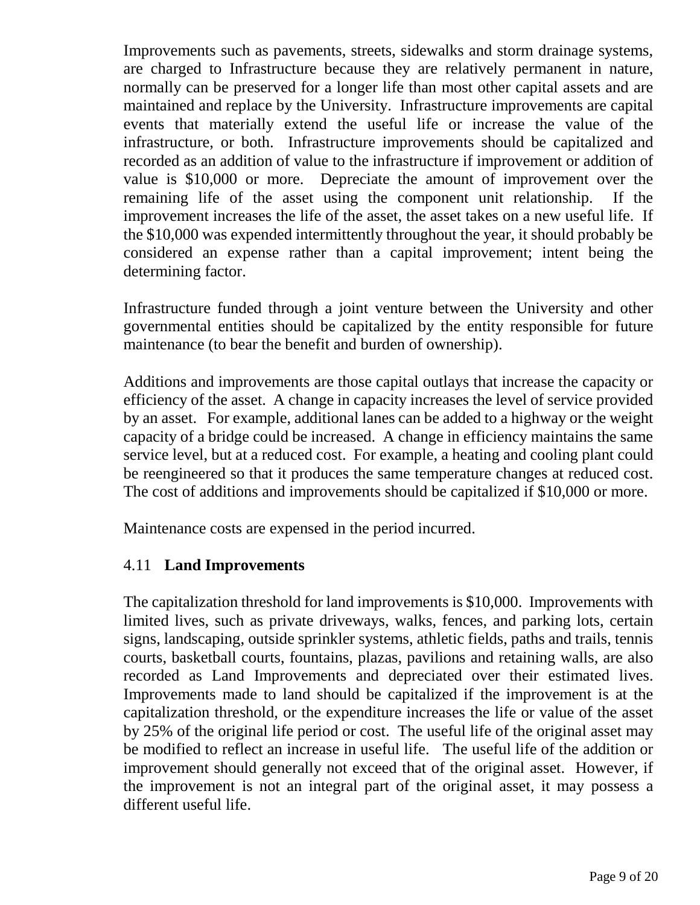Improvements such as pavements, streets, sidewalks and storm drainage systems, are charged to Infrastructure because they are relatively permanent in nature, normally can be preserved for a longer life than most other capital assets and are maintained and replace by the University. Infrastructure improvements are capital events that materially extend the useful life or increase the value of the infrastructure, or both. Infrastructure improvements should be capitalized and recorded as an addition of value to the infrastructure if improvement or addition of value is $10,000 or more. Depreciate the amount of improvement over the remaining life of the asset using the component unit relationship. If the improvement increases the life of the asset, the asset takes on a new useful life. If the $10,000 was expended intermittently throughout the year, it should probably be considered an expense rather than a capital improvement; intent being the determining factor.

Infrastructure funded through a joint venture between the University and other governmental entities should be capitalized by the entity responsible for future maintenance (to bear the benefit and burden of ownership).

Additions and improvements are those capital outlays that increase the capacity or efficiency of the asset. A change in capacity increases the level of service provided by an asset. For example, additional lanes can be added to a highway or the weight capacity of a bridge could be increased. A change in efficiency maintains the same service level, but at a reduced cost. For example, a heating and cooling plant could be reengineered so that it produces the same temperature changes at reduced cost. The cost of additions and improvements should be capitalized if $10,000 or more.

Maintenance costs are expensed in the period incurred.

## 4.11 **Land Improvements**

The capitalization threshold for land improvements is $10,000. Improvements with limited lives, such as private driveways, walks, fences, and parking lots, certain signs, landscaping, outside sprinkler systems, athletic fields, paths and trails, tennis courts, basketball courts, fountains, plazas, pavilions and retaining walls, are also recorded as Land Improvements and depreciated over their estimated lives. Improvements made to land should be capitalized if the improvement is at the capitalization threshold, or the expenditure increases the life or value of the asset by 25% of the original life period or cost. The useful life of the original asset may be modified to reflect an increase in useful life. The useful life of the addition or improvement should generally not exceed that of the original asset. However, if the improvement is not an integral part of the original asset, it may possess a different useful life.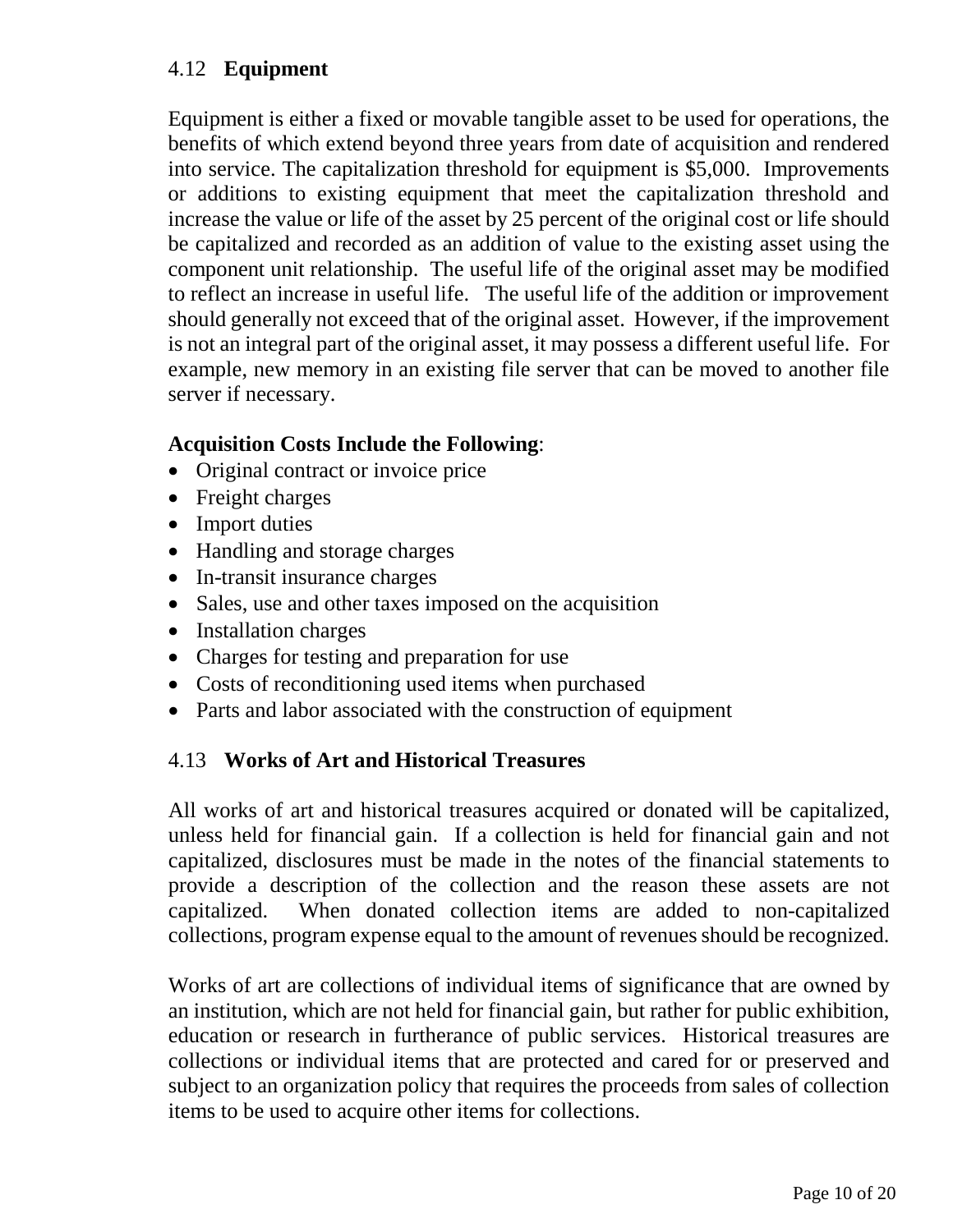## 4.12 **Equipment**

Equipment is either a fixed or movable tangible asset to be used for operations, the benefits of which extend beyond three years from date of acquisition and rendered into service. The capitalization threshold for equipment is $5,000. Improvements or additions to existing equipment that meet the capitalization threshold and increase the value or life of the asset by 25 percent of the original cost or life should be capitalized and recorded as an addition of value to the existing asset using the component unit relationship. The useful life of the original asset may be modified to reflect an increase in useful life. The useful life of the addition or improvement should generally not exceed that of the original asset. However, if the improvement is not an integral part of the original asset, it may possess a different useful life. For example, new memory in an existing file server that can be moved to another file server if necessary.

**Acquisition Costs Include the Following**:

- Original contract or invoice price
- Freight charges
- Import duties
- Handling and storage charges
- In-transit insurance charges
- Sales, use and other taxes imposed on the acquisition
- Installation charges
- Charges for testing and preparation for use
- Costs of reconditioning used items when purchased
- Parts and labor associated with the construction of equipment

## 4.13 **Works of Art and Historical Treasures**

All works of art and historical treasures acquired or donated will be capitalized, unless held for financial gain. If a collection is held for financial gain and not capitalized, disclosures must be made in the notes of the financial statements to provide a description of the collection and the reason these assets are not capitalized. When donated collection items are added to non-capitalized collections, program expense equal to the amount of revenues should be recognized.

Works of art are collections of individual items of significance that are owned by an institution, which are not held for financial gain, but rather for public exhibition, education or research in furtherance of public services. Historical treasures are collections or individual items that are protected and cared for or preserved and subject to an organization policy that requires the proceeds from sales of collection items to be used to acquire other items for collections.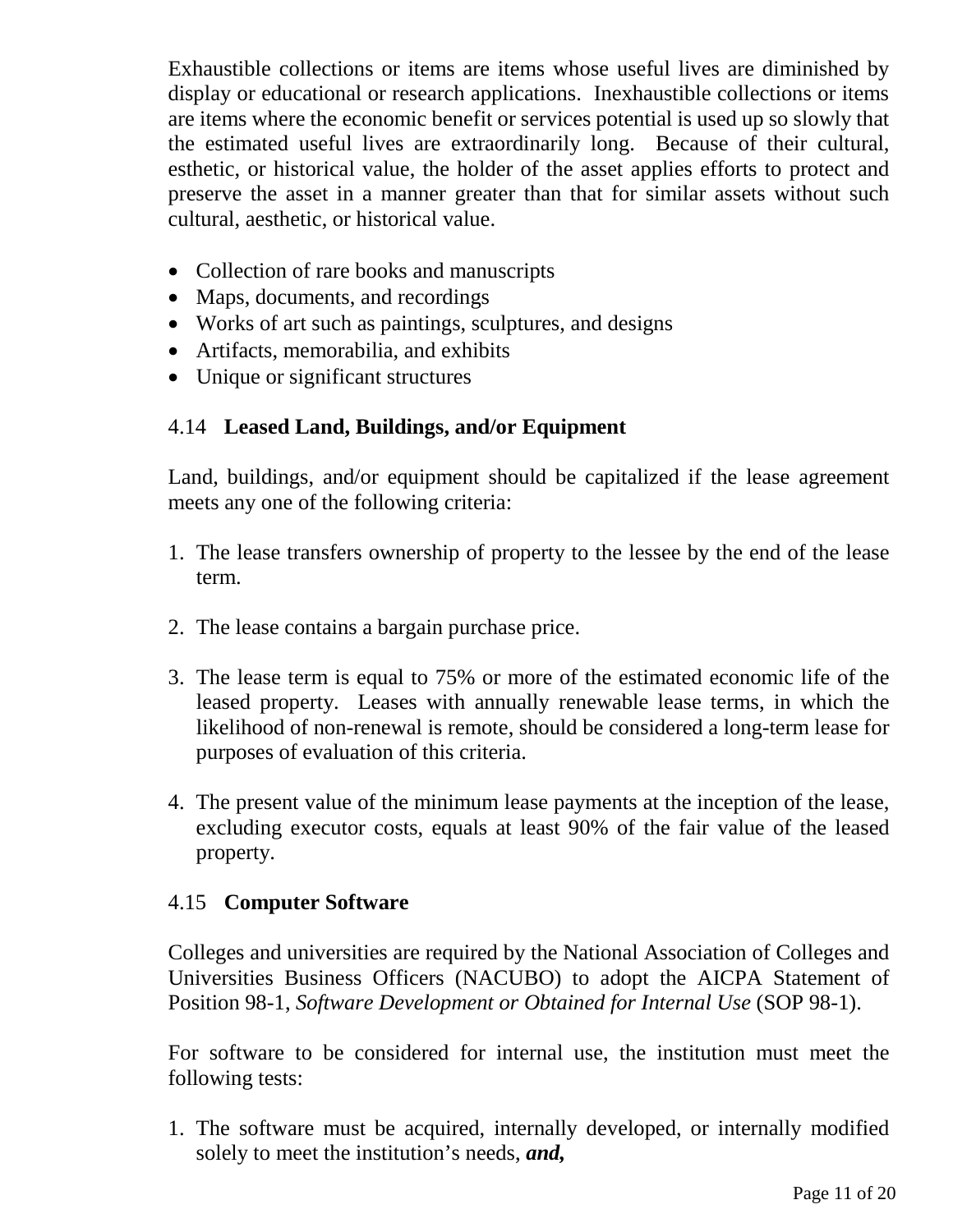Exhaustible collections or items are items whose useful lives are diminished by display or educational or research applications. Inexhaustible collections or items are items where the economic benefit or services potential is used up so slowly that the estimated useful lives are extraordinarily long. Because of their cultural, esthetic, or historical value, the holder of the asset applies efforts to protect and preserve the asset in a manner greater than that for similar assets without such cultural, aesthetic, or historical value.

- Collection of rare books and manuscripts
- Maps, documents, and recordings
- Works of art such as paintings, sculptures, and designs
- Artifacts, memorabilia, and exhibits
- Unique or significant structures

### 4.14 **Leased Land, Buildings, and/or Equipment**

Land, buildings, and/or equipment should be capitalized if the lease agreement meets any one of the following criteria:

1. The lease transfers ownership of property to the lessee by the end of the lease term.

2. The lease contains a bargain purchase price.

3. The lease term is equal to 75% or more of the estimated economic life of the leased property. Leases with annually renewable lease terms, in which the likelihood of non-renewal is remote, should be considered a long-term lease for purposes of evaluation of this criteria.

4. The present value of the minimum lease payments at the inception of the lease, excluding executor costs, equals at least 90% of the fair value of the leased property.

### 4.15 **Computer Software**

Colleges and universities are required by the National Association of Colleges and Universities Business Officers (NACUBO) to adopt the AICPA Statement of Position 98-1, *Software Development or Obtained for Internal Use* (SOP 98-1).

For software to be considered for internal use, the institution must meet the following tests:

1. The software must be acquired, internally developed, or internally modified solely to meet the institution's needs, ***and,***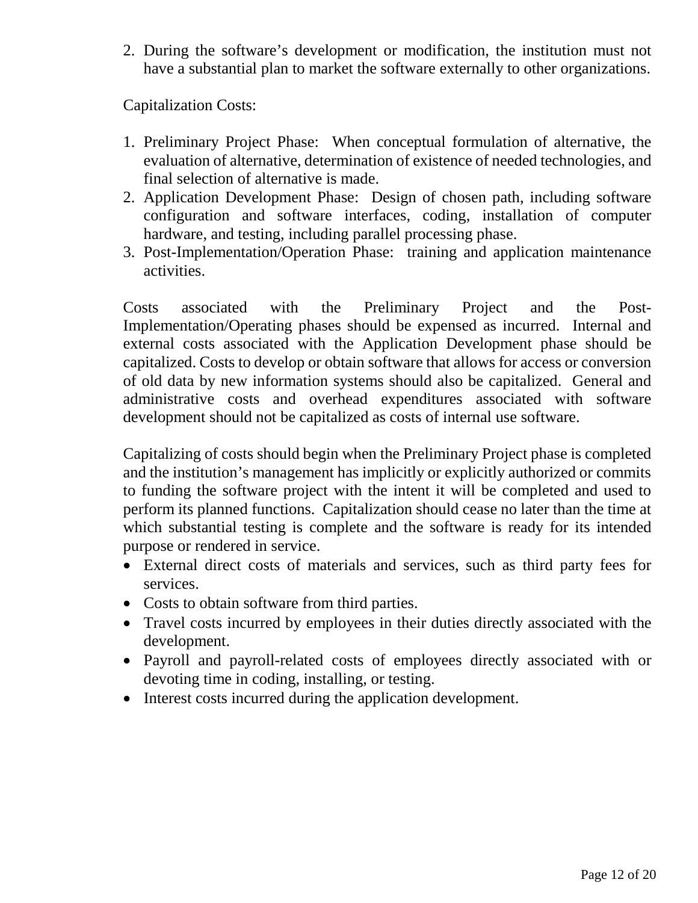2. During the software's development or modification, the institution must not have a substantial plan to market the software externally to other organizations.

Capitalization Costs:

1. Preliminary Project Phase: When conceptual formulation of alternative, the evaluation of alternative, determination of existence of needed technologies, and final selection of alternative is made.
2. Application Development Phase: Design of chosen path, including software configuration and software interfaces, coding, installation of computer hardware, and testing, including parallel processing phase.
3. Post-Implementation/Operation Phase: training and application maintenance activities.

Costs associated with the Preliminary Project and the Post-Implementation/Operating phases should be expensed as incurred. Internal and external costs associated with the Application Development phase should be capitalized. Costs to develop or obtain software that allows for access or conversion of old data by new information systems should also be capitalized. General and administrative costs and overhead expenditures associated with software development should not be capitalized as costs of internal use software.

Capitalizing of costs should begin when the Preliminary Project phase is completed and the institution's management has implicitly or explicitly authorized or commits to funding the software project with the intent it will be completed and used to perform its planned functions. Capitalization should cease no later than the time at which substantial testing is complete and the software is ready for its intended purpose or rendered in service.

- External direct costs of materials and services, such as third party fees for services.
- Costs to obtain software from third parties.
- Travel costs incurred by employees in their duties directly associated with the development.
- Payroll and payroll-related costs of employees directly associated with or devoting time in coding, installing, or testing.
- Interest costs incurred during the application development.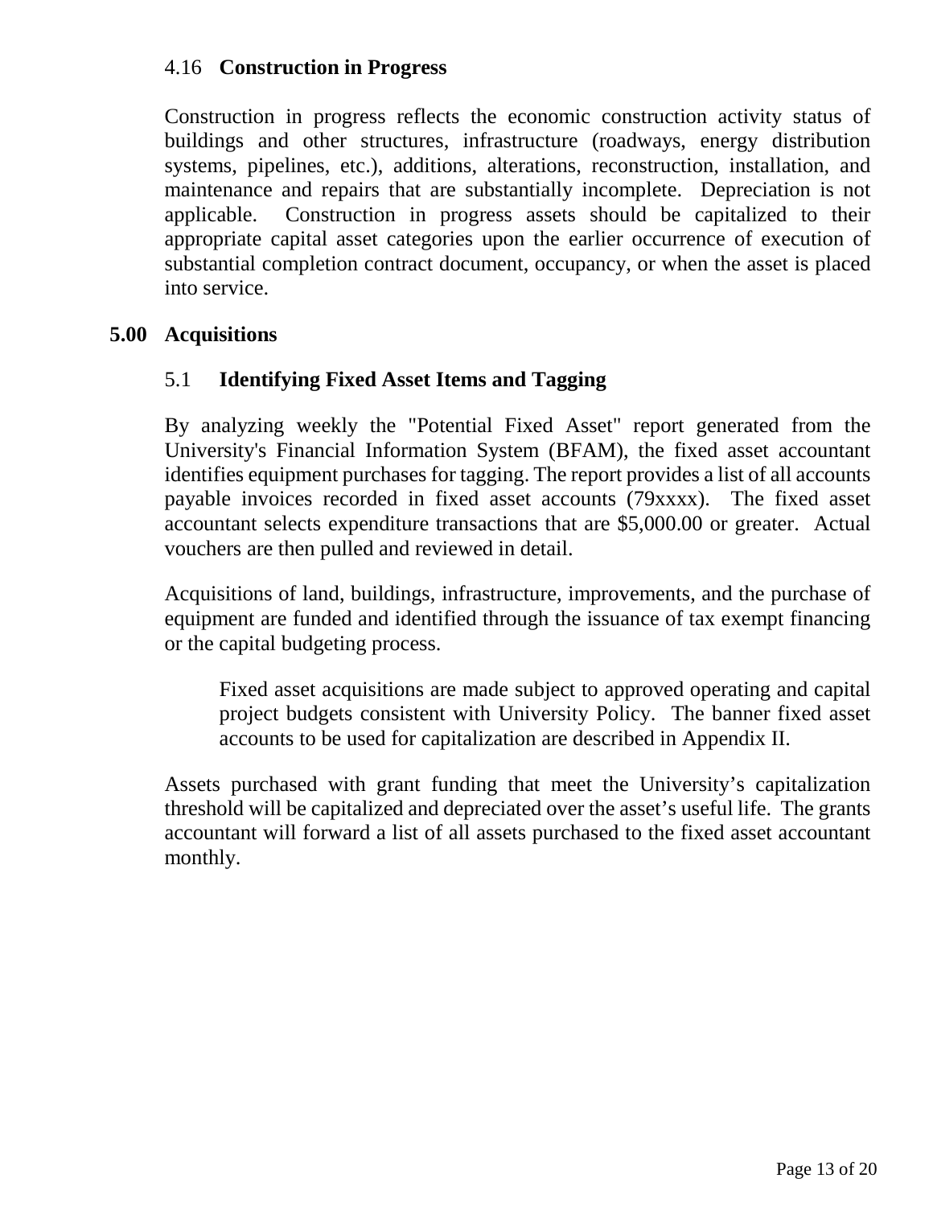### 4.16 Construction in Progress

Construction in progress reflects the economic construction activity status of buildings and other structures, infrastructure (roadways, energy distribution systems, pipelines, etc.), additions, alterations, reconstruction, installation, and maintenance and repairs that are substantially incomplete. Depreciation is not applicable. Construction in progress assets should be capitalized to their appropriate capital asset categories upon the earlier occurrence of execution of substantial completion contract document, occupancy, or when the asset is placed into service.

## 5.00 Acquisitions

### 5.1 Identifying Fixed Asset Items and Tagging

By analyzing weekly the "Potential Fixed Asset" report generated from the University's Financial Information System (BFAM), the fixed asset accountant identifies equipment purchases for tagging. The report provides a list of all accounts payable invoices recorded in fixed asset accounts (79xxxx). The fixed asset accountant selects expenditure transactions that are $5,000.00 or greater. Actual vouchers are then pulled and reviewed in detail.

Acquisitions of land, buildings, infrastructure, improvements, and the purchase of equipment are funded and identified through the issuance of tax exempt financing or the capital budgeting process.

> Fixed asset acquisitions are made subject to approved operating and capital project budgets consistent with University Policy. The banner fixed asset accounts to be used for capitalization are described in Appendix II.

Assets purchased with grant funding that meet the University's capitalization threshold will be capitalized and depreciated over the asset's useful life. The grants accountant will forward a list of all assets purchased to the fixed asset accountant monthly.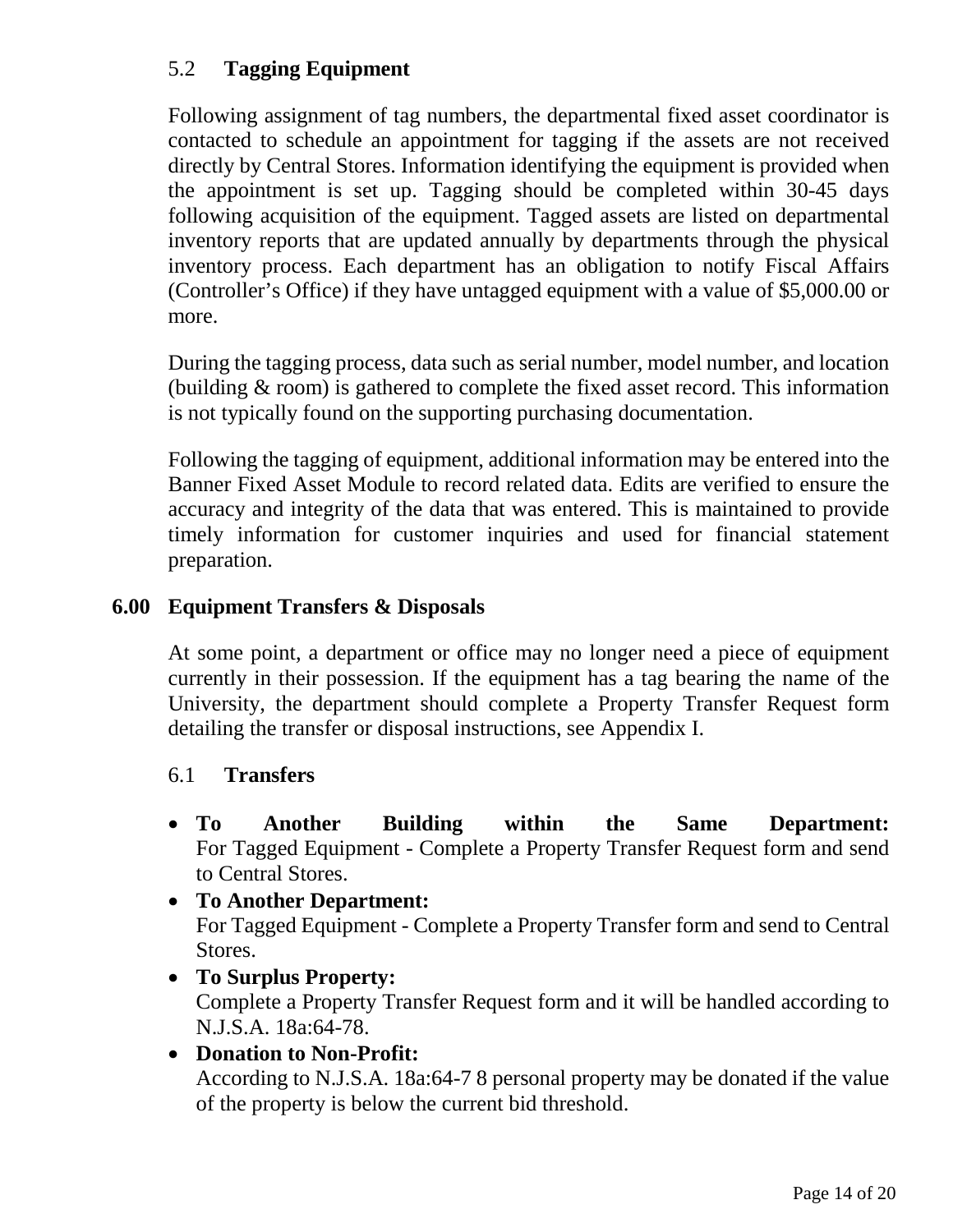### 5.2 **Tagging Equipment**

Following assignment of tag numbers, the departmental fixed asset coordinator is contacted to schedule an appointment for tagging if the assets are not received directly by Central Stores. Information identifying the equipment is provided when the appointment is set up. Tagging should be completed within 30-45 days following acquisition of the equipment. Tagged assets are listed on departmental inventory reports that are updated annually by departments through the physical inventory process. Each department has an obligation to notify Fiscal Affairs (Controller's Office) if they have untagged equipment with a value of $5,000.00 or more.

During the tagging process, data such as serial number, model number, and location (building & room) is gathered to complete the fixed asset record. This information is not typically found on the supporting purchasing documentation.

Following the tagging of equipment, additional information may be entered into the Banner Fixed Asset Module to record related data. Edits are verified to ensure the accuracy and integrity of the data that was entered. This is maintained to provide timely information for customer inquiries and used for financial statement preparation.

## 6.00 Equipment Transfers & Disposals

At some point, a department or office may no longer need a piece of equipment currently in their possession. If the equipment has a tag bearing the name of the University, the department should complete a Property Transfer Request form detailing the transfer or disposal instructions, see Appendix I.

### 6.1 **Transfers**

- **To Another Building within the Same Department:** For Tagged Equipment - Complete a Property Transfer Request form and send to Central Stores.
- **To Another Department:** For Tagged Equipment - Complete a Property Transfer form and send to Central Stores.
- **To Surplus Property:** Complete a Property Transfer Request form and it will be handled according to N.J.S.A. 18a:64-78.
- **Donation to Non-Profit:** According to N.J.S.A. 18a:64-7 8 personal property may be donated if the value of the property is below the current bid threshold.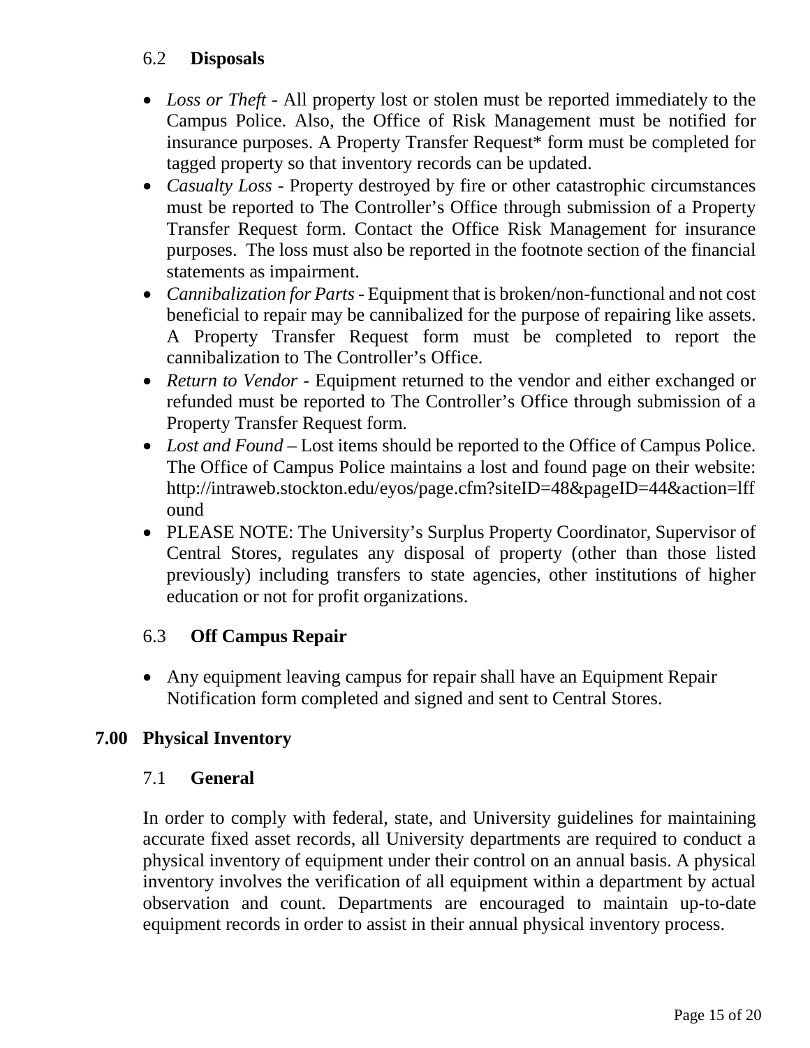### 6.2 **Disposals**

- *Loss or Theft* - All property lost or stolen must be reported immediately to the Campus Police. Also, the Office of Risk Management must be notified for insurance purposes. A Property Transfer Request* form must be completed for tagged property so that inventory records can be updated.
- *Casualty Loss* - Property destroyed by fire or other catastrophic circumstances must be reported to The Controller's Office through submission of a Property Transfer Request form. Contact the Office Risk Management for insurance purposes. The loss must also be reported in the footnote section of the financial statements as impairment.
- *Cannibalization for Parts* - Equipment that is broken/non-functional and not cost beneficial to repair may be cannibalized for the purpose of repairing like assets. A Property Transfer Request form must be completed to report the cannibalization to The Controller's Office.
- *Return to Vendor* - Equipment returned to the vendor and either exchanged or refunded must be reported to The Controller's Office through submission of a Property Transfer Request form.
- *Lost and Found* – Lost items should be reported to the Office of Campus Police. The Office of Campus Police maintains a lost and found page on their website: http://intraweb.stockton.edu/eyos/page.cfm?siteID=48&pageID=44&action=lffound
- PLEASE NOTE: The University's Surplus Property Coordinator, Supervisor of Central Stores, regulates any disposal of property (other than those listed previously) including transfers to state agencies, other institutions of higher education or not for profit organizations.

### 6.3 **Off Campus Repair**

- Any equipment leaving campus for repair shall have an Equipment Repair Notification form completed and signed and sent to Central Stores.

## **7.00 Physical Inventory**

### 7.1 **General**

In order to comply with federal, state, and University guidelines for maintaining accurate fixed asset records, all University departments are required to conduct a physical inventory of equipment under their control on an annual basis. A physical inventory involves the verification of all equipment within a department by actual observation and count. Departments are encouraged to maintain up-to-date equipment records in order to assist in their annual physical inventory process.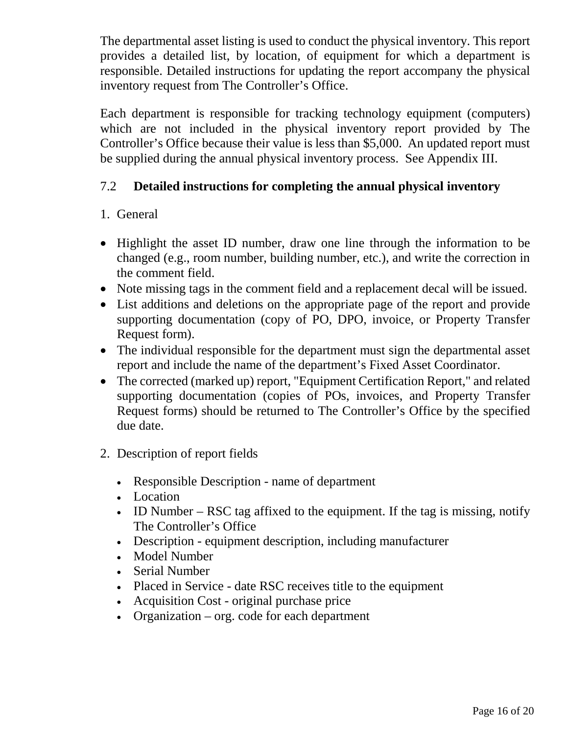The departmental asset listing is used to conduct the physical inventory. This report provides a detailed list, by location, of equipment for which a department is responsible. Detailed instructions for updating the report accompany the physical inventory request from The Controller's Office.

Each department is responsible for tracking technology equipment (computers) which are not included in the physical inventory report provided by The Controller's Office because their value is less than $5,000. An updated report must be supplied during the annual physical inventory process. See Appendix III.

## 7.2 **Detailed instructions for completing the annual physical inventory**

1. General

- Highlight the asset ID number, draw one line through the information to be changed (e.g., room number, building number, etc.), and write the correction in the comment field.
- Note missing tags in the comment field and a replacement decal will be issued.
- List additions and deletions on the appropriate page of the report and provide supporting documentation (copy of PO, DPO, invoice, or Property Transfer Request form).
- The individual responsible for the department must sign the departmental asset report and include the name of the department's Fixed Asset Coordinator.
- The corrected (marked up) report, "Equipment Certification Report," and related supporting documentation (copies of POs, invoices, and Property Transfer Request forms) should be returned to The Controller's Office by the specified due date.

2. Description of report fields

   - Responsible Description - name of department
   - Location
   - ID Number – RSC tag affixed to the equipment. If the tag is missing, notify The Controller's Office
   - Description - equipment description, including manufacturer
   - Model Number
   - Serial Number
   - Placed in Service - date RSC receives title to the equipment
   - Acquisition Cost - original purchase price
   - Organization – org. code for each department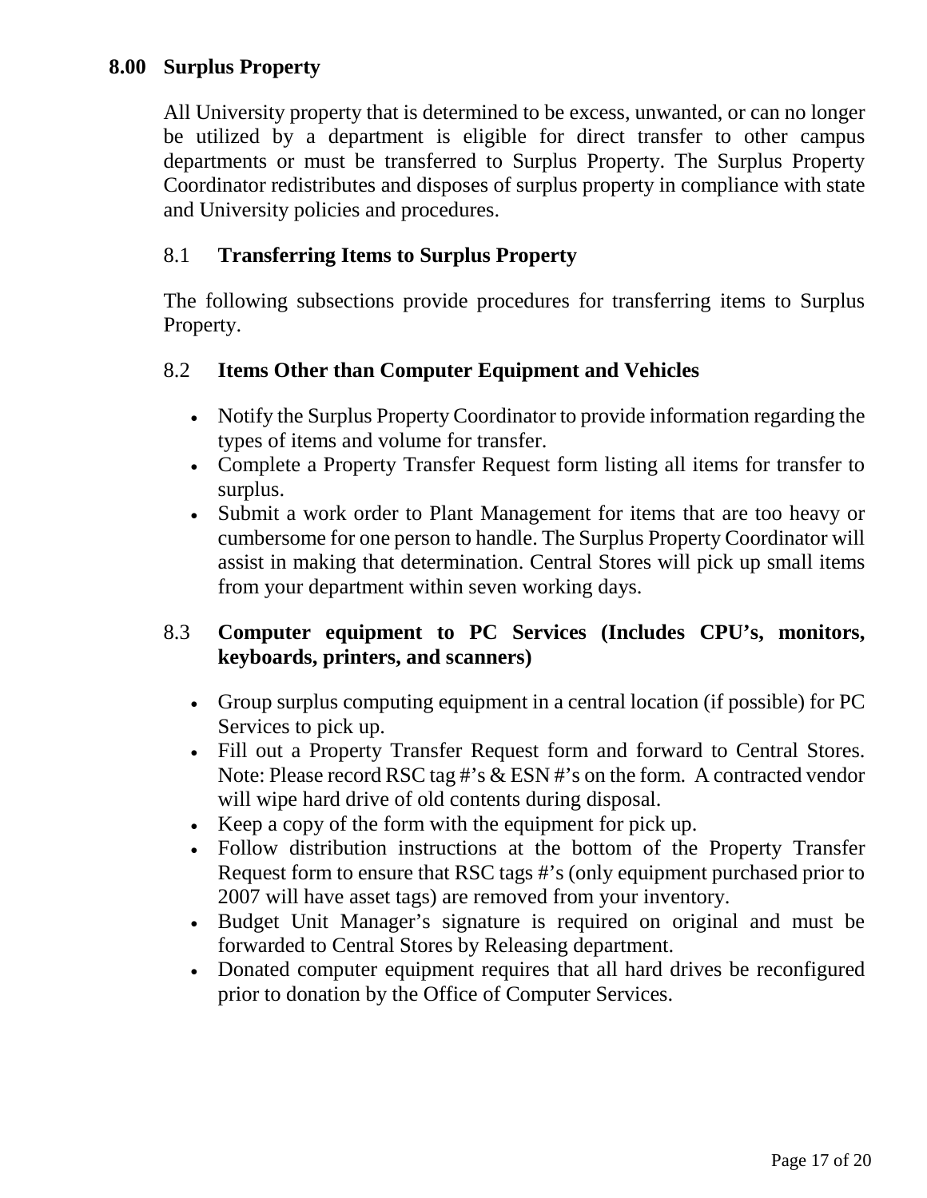## 8.00 Surplus Property

All University property that is determined to be excess, unwanted, or can no longer be utilized by a department is eligible for direct transfer to other campus departments or must be transferred to Surplus Property. The Surplus Property Coordinator redistributes and disposes of surplus property in compliance with state and University policies and procedures.

### 8.1 **Transferring Items to Surplus Property**

The following subsections provide procedures for transferring items to Surplus Property.

### 8.2 **Items Other than Computer Equipment and Vehicles**

- Notify the Surplus Property Coordinator to provide information regarding the types of items and volume for transfer.
- Complete a Property Transfer Request form listing all items for transfer to surplus.
- Submit a work order to Plant Management for items that are too heavy or cumbersome for one person to handle. The Surplus Property Coordinator will assist in making that determination. Central Stores will pick up small items from your department within seven working days.

### 8.3 **Computer equipment to PC Services (Includes CPU's, monitors, keyboards, printers, and scanners)**

- Group surplus computing equipment in a central location (if possible) for PC Services to pick up.
- Fill out a Property Transfer Request form and forward to Central Stores. Note: Please record RSC tag #'s & ESN #'s on the form. A contracted vendor will wipe hard drive of old contents during disposal.
- Keep a copy of the form with the equipment for pick up.
- Follow distribution instructions at the bottom of the Property Transfer Request form to ensure that RSC tags #'s (only equipment purchased prior to 2007 will have asset tags) are removed from your inventory.
- Budget Unit Manager's signature is required on original and must be forwarded to Central Stores by Releasing department.
- Donated computer equipment requires that all hard drives be reconfigured prior to donation by the Office of Computer Services.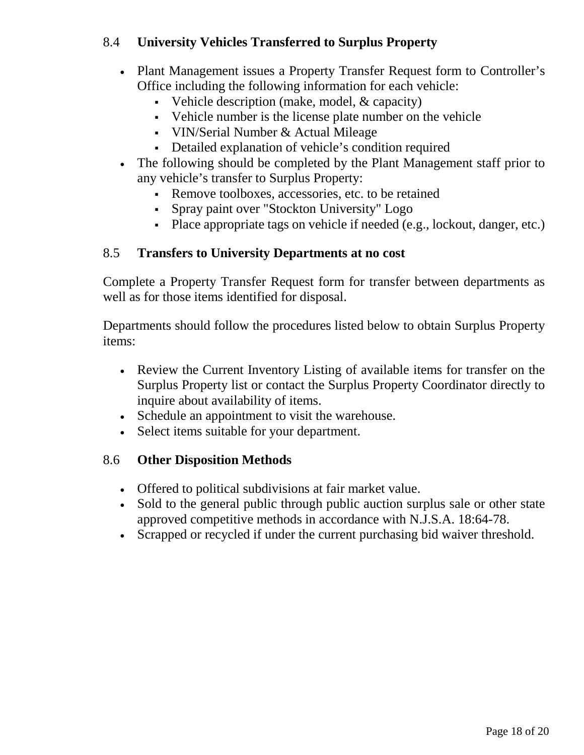### 8.4 **University Vehicles Transferred to Surplus Property**

- Plant Management issues a Property Transfer Request form to Controller's Office including the following information for each vehicle:
  - Vehicle description (make, model, & capacity)
  - Vehicle number is the license plate number on the vehicle
  - VIN/Serial Number & Actual Mileage
  - Detailed explanation of vehicle's condition required
- The following should be completed by the Plant Management staff prior to any vehicle's transfer to Surplus Property:
  - Remove toolboxes, accessories, etc. to be retained
  - Spray paint over "Stockton University" Logo
  - Place appropriate tags on vehicle if needed (e.g., lockout, danger, etc.)

### 8.5 **Transfers to University Departments at no cost**

Complete a Property Transfer Request form for transfer between departments as well as for those items identified for disposal.

Departments should follow the procedures listed below to obtain Surplus Property items:

- Review the Current Inventory Listing of available items for transfer on the Surplus Property list or contact the Surplus Property Coordinator directly to inquire about availability of items.
- Schedule an appointment to visit the warehouse.
- Select items suitable for your department.

### 8.6 **Other Disposition Methods**

- Offered to political subdivisions at fair market value.
- Sold to the general public through public auction surplus sale or other state approved competitive methods in accordance with N.J.S.A. 18:64-78.
- Scrapped or recycled if under the current purchasing bid waiver threshold.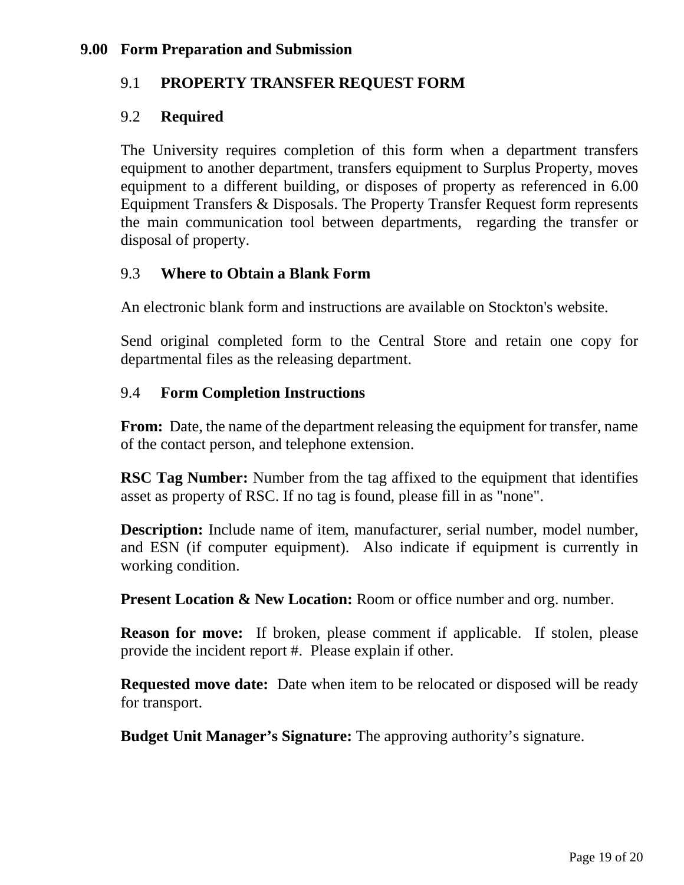## 9.00 Form Preparation and Submission

### 9.1 PROPERTY TRANSFER REQUEST FORM

### 9.2 Required

The University requires completion of this form when a department transfers equipment to another department, transfers equipment to Surplus Property, moves equipment to a different building, or disposes of property as referenced in 6.00 Equipment Transfers & Disposals. The Property Transfer Request form represents the main communication tool between departments, regarding the transfer or disposal of property.

### 9.3 Where to Obtain a Blank Form

An electronic blank form and instructions are available on Stockton's website.

Send original completed form to the Central Store and retain one copy for departmental files as the releasing department.

### 9.4 Form Completion Instructions

**From:** Date, the name of the department releasing the equipment for transfer, name of the contact person, and telephone extension.

**RSC Tag Number:** Number from the tag affixed to the equipment that identifies asset as property of RSC. If no tag is found, please fill in as "none".

**Description:** Include name of item, manufacturer, serial number, model number, and ESN (if computer equipment). Also indicate if equipment is currently in working condition.

**Present Location & New Location:** Room or office number and org. number.

**Reason for move:** If broken, please comment if applicable. If stolen, please provide the incident report #. Please explain if other.

**Requested move date:** Date when item to be relocated or disposed will be ready for transport.

**Budget Unit Manager's Signature:** The approving authority's signature.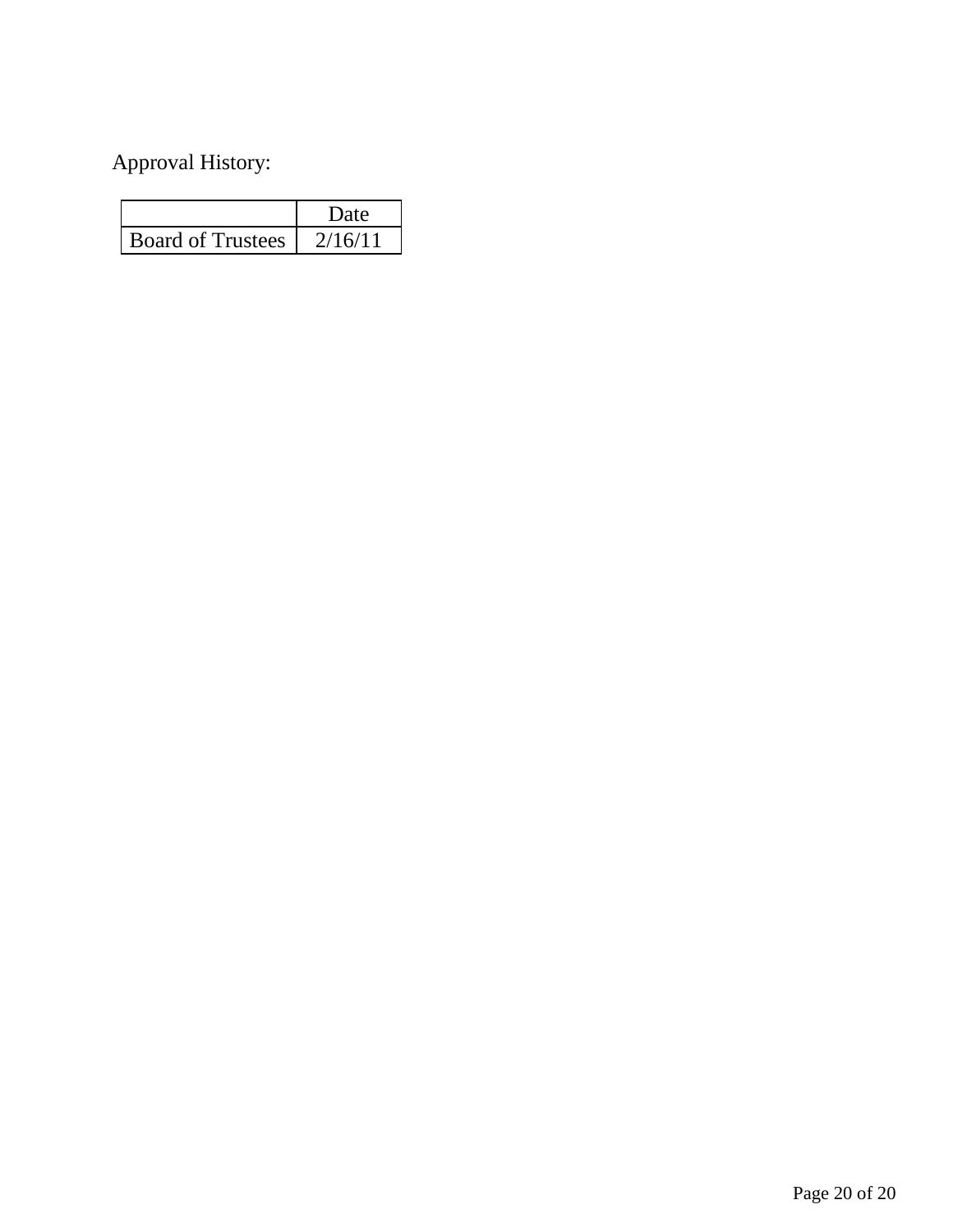Approval History:

| | Date |
|---|---|
| Board of Trustees | 2/16/11 |